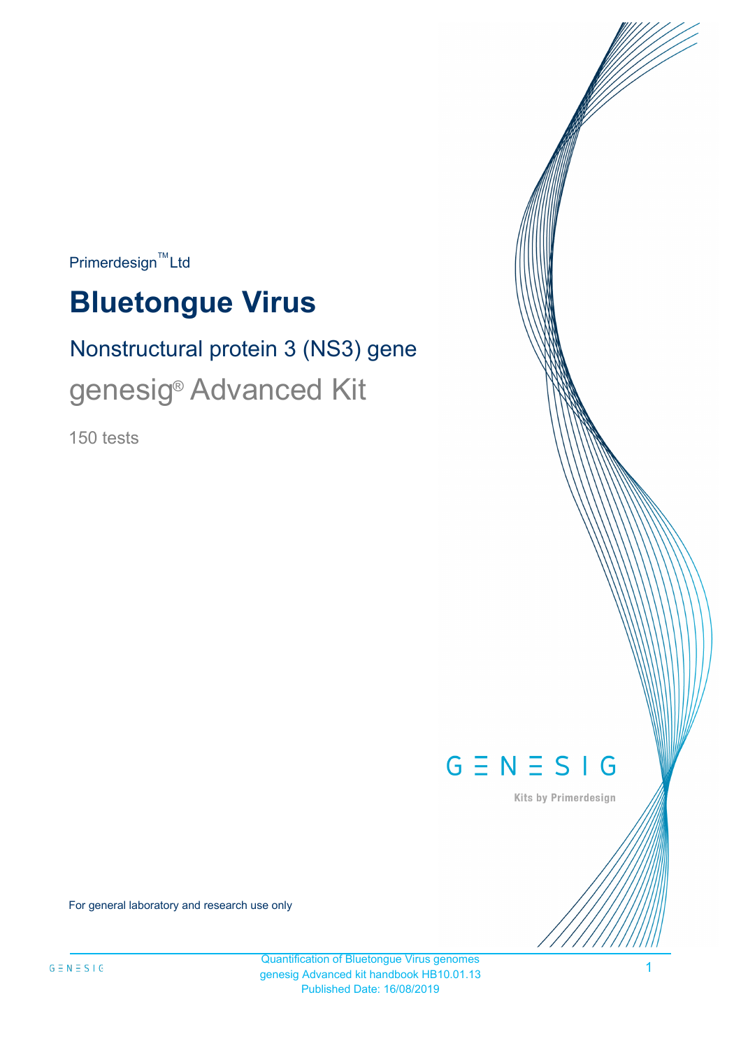Primerdesign™ Ltd

# Bluetongue Virus

## Nonstructural protein 3 (NS3) gene

## genesig® Advanced Kit

150 tests

GENESIG

Kits by Primerdesign

For general laboratory and research use only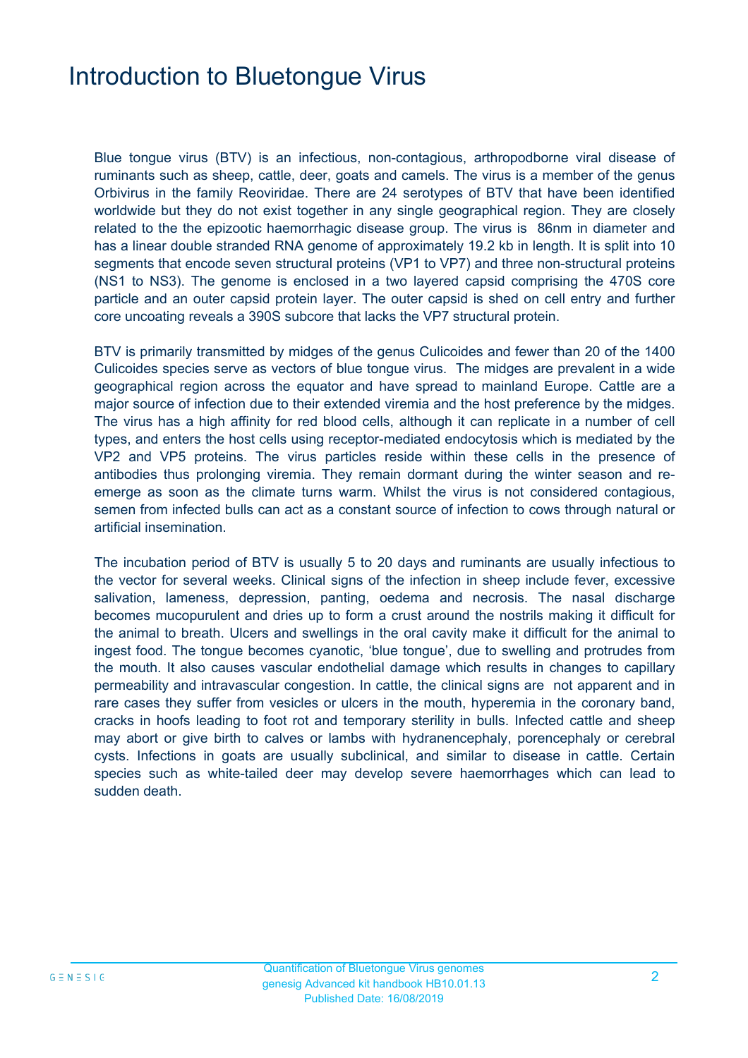# Introduction to Bluetongue Virus

Blue tongue virus (BTV) is an infectious, non-contagious, arthropodborne viral disease of ruminants such as sheep, cattle, deer, goats and camels. The virus is a member of the genus Orbivirus in the family Reoviridae. There are 24 serotypes of BTV that have been identified worldwide but they do not exist together in any single geographical region. They are closely related to the the epizootic haemorrhagic disease group. The virus is 86nm in diameter and has a linear double stranded RNA genome of approximately 19.2 kb in length. It is split into 10 segments that encode seven structural proteins (VP1 to VP7) and three non-structural proteins (NS1 to NS3). The genome is enclosed in a two layered capsid comprising the 470S core particle and an outer capsid protein layer. The outer capsid is shed on cell entry and further core uncoating reveals a 390S subcore that lacks the VP7 structural protein.

BTV is primarily transmitted by midges of the genus Culicoides and fewer than 20 of the 1400 Culicoides species serve as vectors of blue tongue virus. The midges are prevalent in a wide geographical region across the equator and have spread to mainland Europe. Cattle are a major source of infection due to their extended viremia and the host preference by the midges. The virus has a high affinity for red blood cells, although it can replicate in a number of cell types, and enters the host cells using receptor-mediated endocytosis which is mediated by the VP2 and VP5 proteins. The virus particles reside within these cells in the presence of antibodies thus prolonging viremia. They remain dormant during the winter season and re-emerge as soon as the climate turns warm. Whilst the virus is not considered contagious, semen from infected bulls can act as a constant source of infection to cows through natural or artificial insemination.

The incubation period of BTV is usually 5 to 20 days and ruminants are usually infectious to the vector for several weeks. Clinical signs of the infection in sheep include fever, excessive salivation, lameness, depression, panting, oedema and necrosis. The nasal discharge becomes mucopurulent and dries up to form a crust around the nostrils making it difficult for the animal to breath. Ulcers and swellings in the oral cavity make it difficult for the animal to ingest food. The tongue becomes cyanotic, 'blue tongue', due to swelling and protrudes from the mouth. It also causes vascular endothelial damage which results in changes to capillary permeability and intravascular congestion. In cattle, the clinical signs are not apparent and in rare cases they suffer from vesicles or ulcers in the mouth, hyperemia in the coronary band, cracks in hoofs leading to foot rot and temporary sterility in bulls. Infected cattle and sheep may abort or give birth to calves or lambs with hydranencephaly, porencephaly or cerebral cysts. Infections in goats are usually subclinical, and similar to disease in cattle. Certain species such as white-tailed deer may develop severe haemorrhages which can lead to sudden death.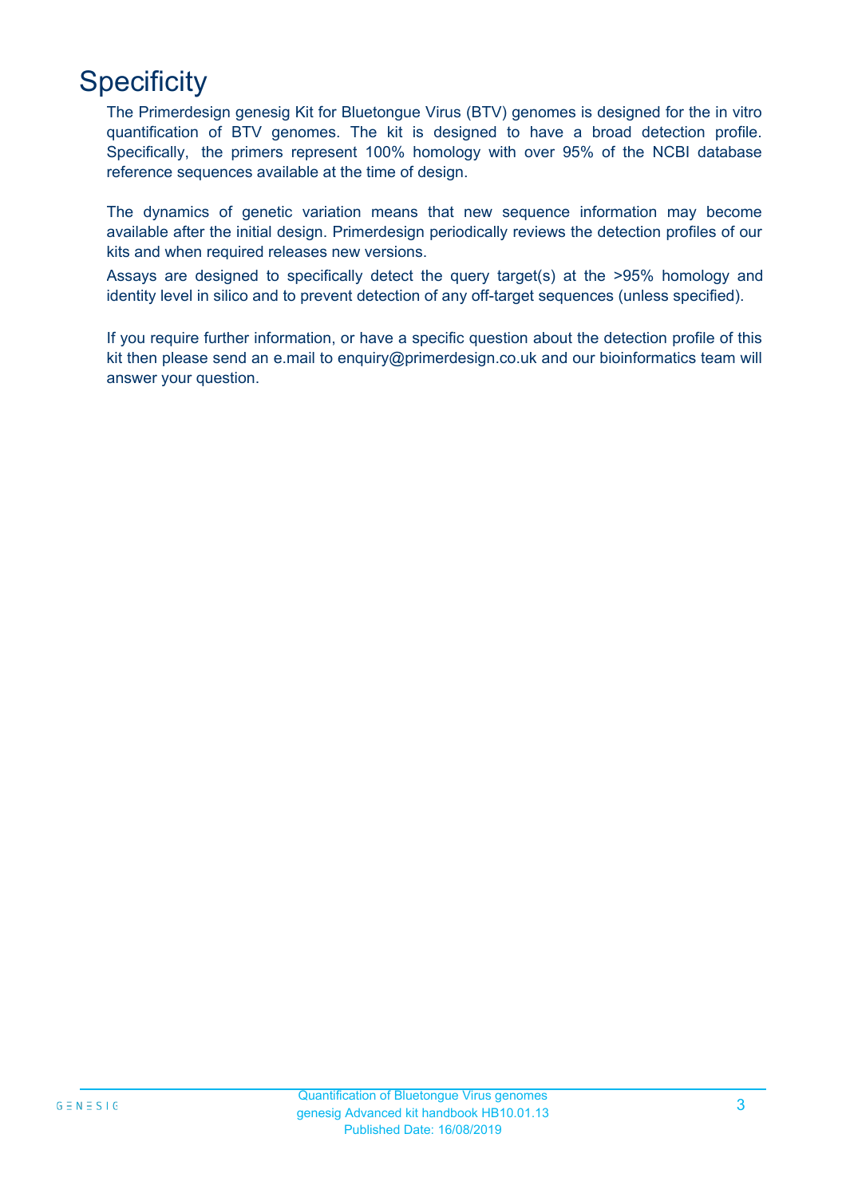# Specificity

The Primerdesign genesig Kit for Bluetongue Virus (BTV) genomes is designed for the in vitro quantification of BTV genomes. The kit is designed to have a broad detection profile. Specifically, the primers represent 100% homology with over 95% of the NCBI database reference sequences available at the time of design.

The dynamics of genetic variation means that new sequence information may become available after the initial design. Primerdesign periodically reviews the detection profiles of our kits and when required releases new versions.

Assays are designed to specifically detect the query target(s) at the >95% homology and identity level in silico and to prevent detection of any off-target sequences (unless specified).

If you require further information, or have a specific question about the detection profile of this kit then please send an e.mail to enquiry@primerdesign.co.uk and our bioinformatics team will answer your question.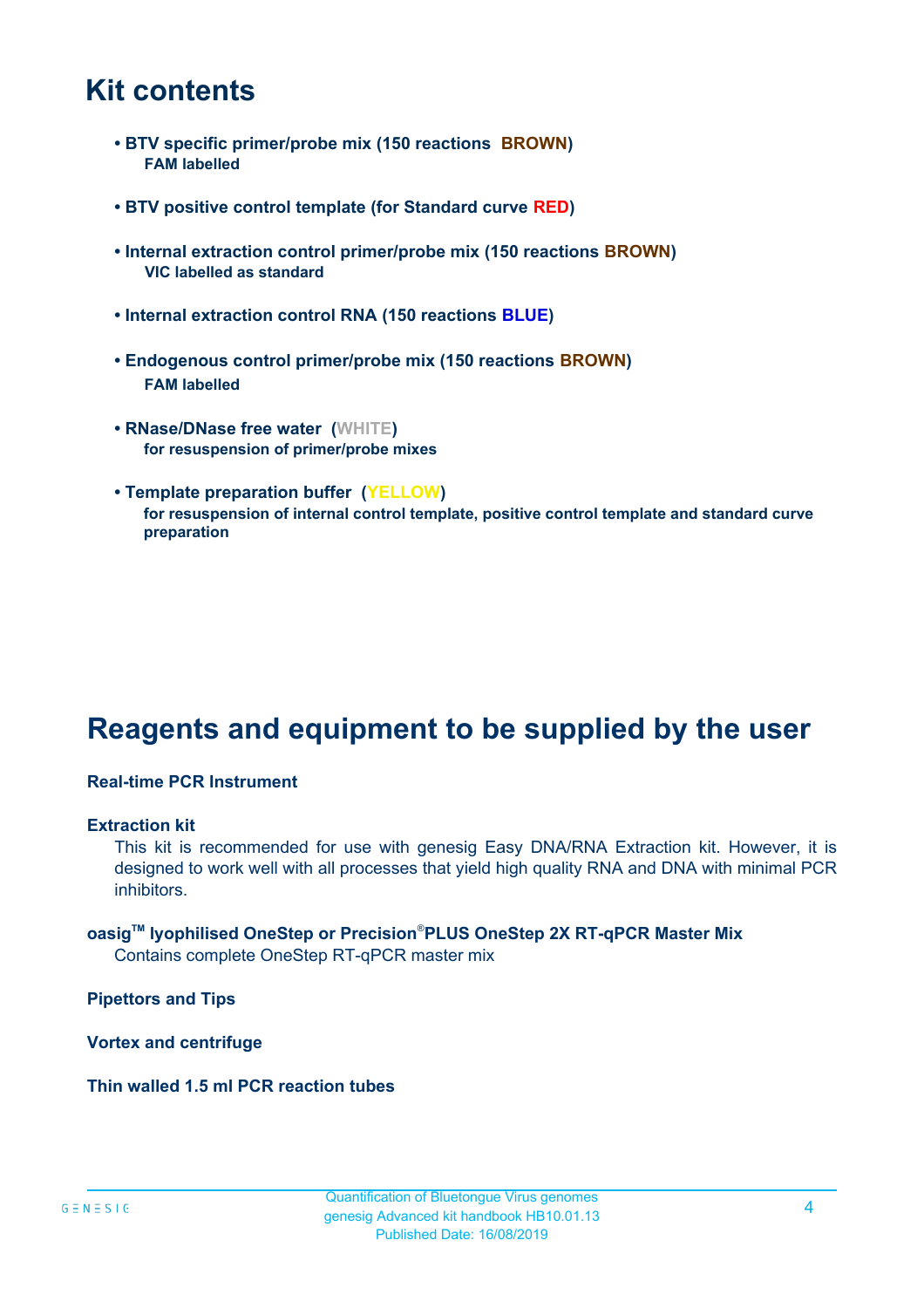# Kit contents

- **BTV specific primer/probe mix (150 reactions BROWN)**
  **FAM labelled**

- **BTV positive control template (for Standard curve RED)**

- **Internal extraction control primer/probe mix (150 reactions BROWN)**
  **VIC labelled as standard**

- **Internal extraction control RNA (150 reactions BLUE)**

- **Endogenous control primer/probe mix (150 reactions BROWN)**
  **FAM labelled**

- **RNase/DNase free water (WHITE)**
  **for resuspension of primer/probe mixes**

- **Template preparation buffer (YELLOW)**
  **for resuspension of internal control template, positive control template and standard curve preparation**

# Reagents and equipment to be supplied by the user

**Real-time PCR Instrument**

**Extraction kit**

This kit is recommended for use with genesig Easy DNA/RNA Extraction kit. However, it is designed to work well with all processes that yield high quality RNA and DNA with minimal PCR inhibitors.

**oasig™ lyophilised OneStep or Precision®PLUS OneStep 2X RT-qPCR Master Mix**

Contains complete OneStep RT-qPCR master mix

**Pipettors and Tips**

**Vortex and centrifuge**

**Thin walled 1.5 ml PCR reaction tubes**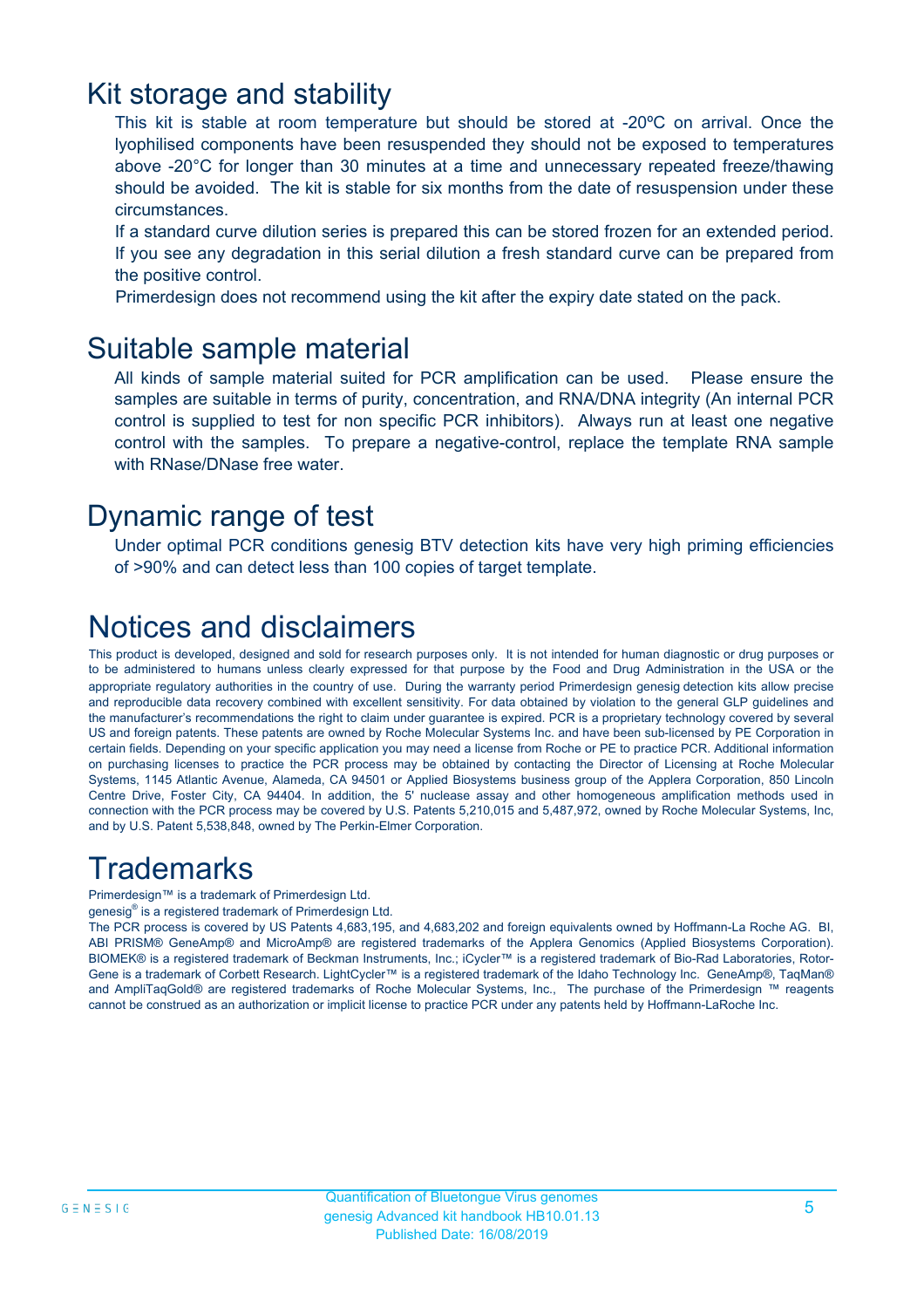## Kit storage and stability

This kit is stable at room temperature but should be stored at -20ºC on arrival. Once the lyophilised components have been resuspended they should not be exposed to temperatures above -20°C for longer than 30 minutes at a time and unnecessary repeated freeze/thawing should be avoided. The kit is stable for six months from the date of resuspension under these circumstances.

If a standard curve dilution series is prepared this can be stored frozen for an extended period. If you see any degradation in this serial dilution a fresh standard curve can be prepared from the positive control.

Primerdesign does not recommend using the kit after the expiry date stated on the pack.

## Suitable sample material

All kinds of sample material suited for PCR amplification can be used. Please ensure the samples are suitable in terms of purity, concentration, and RNA/DNA integrity (An internal PCR control is supplied to test for non specific PCR inhibitors). Always run at least one negative control with the samples. To prepare a negative-control, replace the template RNA sample with RNase/DNase free water.

## Dynamic range of test

Under optimal PCR conditions genesig BTV detection kits have very high priming efficiencies of >90% and can detect less than 100 copies of target template.

## Notices and disclaimers

This product is developed, designed and sold for research purposes only. It is not intended for human diagnostic or drug purposes or to be administered to humans unless clearly expressed for that purpose by the Food and Drug Administration in the USA or the appropriate regulatory authorities in the country of use. During the warranty period Primerdesign genesig detection kits allow precise and reproducible data recovery combined with excellent sensitivity. For data obtained by violation to the general GLP guidelines and the manufacturer's recommendations the right to claim under guarantee is expired. PCR is a proprietary technology covered by several US and foreign patents. These patents are owned by Roche Molecular Systems Inc. and have been sub-licensed by PE Corporation in certain fields. Depending on your specific application you may need a license from Roche or PE to practice PCR. Additional information on purchasing licenses to practice the PCR process may be obtained by contacting the Director of Licensing at Roche Molecular Systems, 1145 Atlantic Avenue, Alameda, CA 94501 or Applied Biosystems business group of the Applera Corporation, 850 Lincoln Centre Drive, Foster City, CA 94404. In addition, the 5' nuclease assay and other homogeneous amplification methods used in connection with the PCR process may be covered by U.S. Patents 5,210,015 and 5,487,972, owned by Roche Molecular Systems, Inc, and by U.S. Patent 5,538,848, owned by The Perkin-Elmer Corporation.

## Trademarks

Primerdesign™ is a trademark of Primerdesign Ltd.

genesig® is a registered trademark of Primerdesign Ltd.

The PCR process is covered by US Patents 4,683,195, and 4,683,202 and foreign equivalents owned by Hoffmann-La Roche AG. BI, ABI PRISM® GeneAmp® and MicroAmp® are registered trademarks of the Applera Genomics (Applied Biosystems Corporation). BIOMEK® is a registered trademark of Beckman Instruments, Inc.; iCycler™ is a registered trademark of Bio-Rad Laboratories, Rotor-Gene is a trademark of Corbett Research. LightCycler™ is a registered trademark of the Idaho Technology Inc. GeneAmp®, TaqMan® and AmpliTaqGold® are registered trademarks of Roche Molecular Systems, Inc., The purchase of the Primerdesign ™ reagents cannot be construed as an authorization or implicit license to practice PCR under any patents held by Hoffmann-LaRoche Inc.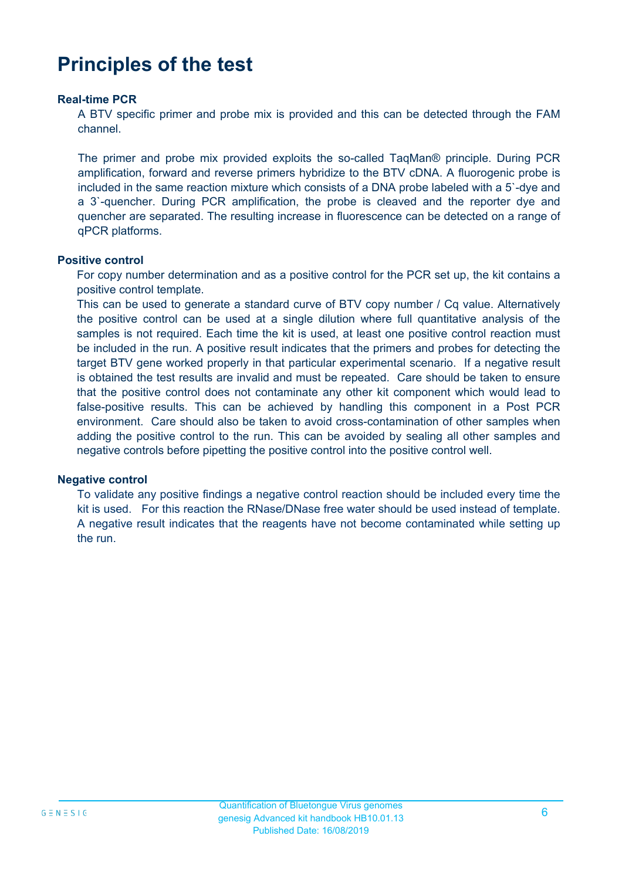# Principles of the test

### Real-time PCR

A BTV specific primer and probe mix is provided and this can be detected through the FAM channel.

The primer and probe mix provided exploits the so-called TaqMan® principle. During PCR amplification, forward and reverse primers hybridize to the BTV cDNA. A fluorogenic probe is included in the same reaction mixture which consists of a DNA probe labeled with a 5`-dye and a 3`-quencher. During PCR amplification, the probe is cleaved and the reporter dye and quencher are separated. The resulting increase in fluorescence can be detected on a range of qPCR platforms.

### Positive control

For copy number determination and as a positive control for the PCR set up, the kit contains a positive control template.

This can be used to generate a standard curve of BTV copy number / Cq value. Alternatively the positive control can be used at a single dilution where full quantitative analysis of the samples is not required. Each time the kit is used, at least one positive control reaction must be included in the run. A positive result indicates that the primers and probes for detecting the target BTV gene worked properly in that particular experimental scenario. If a negative result is obtained the test results are invalid and must be repeated. Care should be taken to ensure that the positive control does not contaminate any other kit component which would lead to false-positive results. This can be achieved by handling this component in a Post PCR environment. Care should also be taken to avoid cross-contamination of other samples when adding the positive control to the run. This can be avoided by sealing all other samples and negative controls before pipetting the positive control into the positive control well.

### Negative control

To validate any positive findings a negative control reaction should be included every time the kit is used. For this reaction the RNase/DNase free water should be used instead of template. A negative result indicates that the reagents have not become contaminated while setting up the run.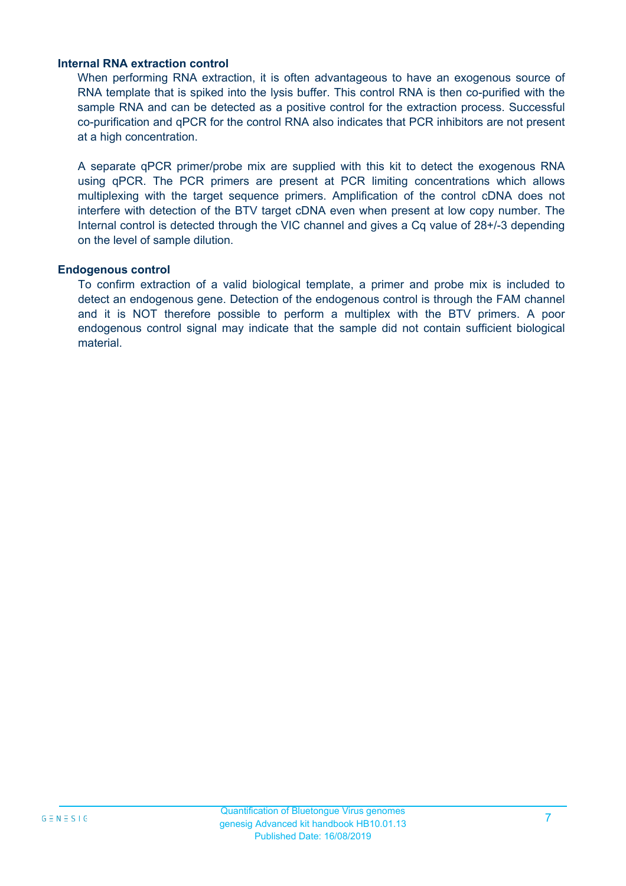### Internal RNA extraction control

When performing RNA extraction, it is often advantageous to have an exogenous source of RNA template that is spiked into the lysis buffer. This control RNA is then co-purified with the sample RNA and can be detected as a positive control for the extraction process. Successful co-purification and qPCR for the control RNA also indicates that PCR inhibitors are not present at a high concentration.

A separate qPCR primer/probe mix are supplied with this kit to detect the exogenous RNA using qPCR. The PCR primers are present at PCR limiting concentrations which allows multiplexing with the target sequence primers. Amplification of the control cDNA does not interfere with detection of the BTV target cDNA even when present at low copy number. The Internal control is detected through the VIC channel and gives a Cq value of 28+/-3 depending on the level of sample dilution.

### Endogenous control

To confirm extraction of a valid biological template, a primer and probe mix is included to detect an endogenous gene. Detection of the endogenous control is through the FAM channel and it is NOT therefore possible to perform a multiplex with the BTV primers. A poor endogenous control signal may indicate that the sample did not contain sufficient biological material.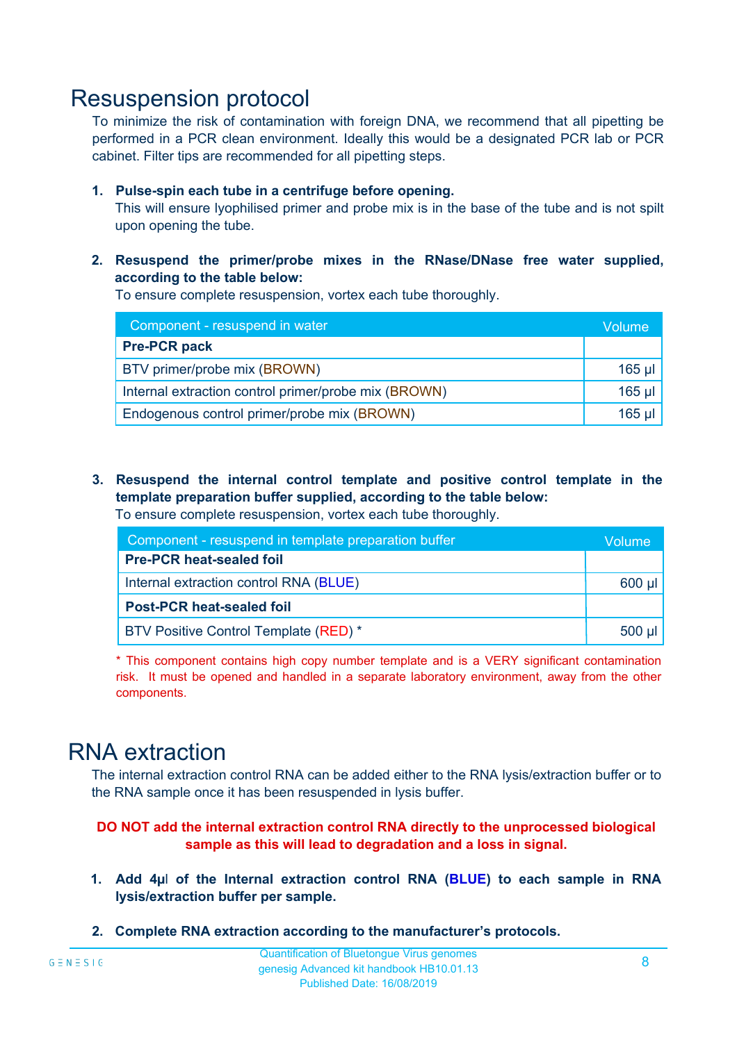# Resuspension protocol

To minimize the risk of contamination with foreign DNA, we recommend that all pipetting be performed in a PCR clean environment. Ideally this would be a designated PCR lab or PCR cabinet. Filter tips are recommended for all pipetting steps.

1. **Pulse-spin each tube in a centrifuge before opening.**
   This will ensure lyophilised primer and probe mix is in the base of the tube and is not spilt upon opening the tube.

2. **Resuspend the primer/probe mixes in the RNase/DNase free water supplied, according to the table below:**
   To ensure complete resuspension, vortex each tube thoroughly.

| Component - resuspend in water | Volume |
|---|---|
| **Pre-PCR pack** | |
| BTV primer/probe mix (BROWN) | 165 µl |
| Internal extraction control primer/probe mix (BROWN) | 165 µl |
| Endogenous control primer/probe mix (BROWN) | 165 µl |

3. **Resuspend the internal control template and positive control template in the template preparation buffer supplied, according to the table below:**
   To ensure complete resuspension, vortex each tube thoroughly.

| Component - resuspend in template preparation buffer | Volume |
|---|---|
| **Pre-PCR heat-sealed foil** | |
| Internal extraction control RNA (BLUE) | 600 µl |
| **Post-PCR heat-sealed foil** | |
| BTV Positive Control Template (RED) * | 500 µl |

\* This component contains high copy number template and is a VERY significant contamination risk. It must be opened and handled in a separate laboratory environment, away from the other components.

# RNA extraction

The internal extraction control RNA can be added either to the RNA lysis/extraction buffer or to the RNA sample once it has been resuspended in lysis buffer.

**DO NOT add the internal extraction control RNA directly to the unprocessed biological sample as this will lead to degradation and a loss in signal.**

1. **Add 4µl of the Internal extraction control RNA (BLUE) to each sample in RNA lysis/extraction buffer per sample.**

2. **Complete RNA extraction according to the manufacturer's protocols.**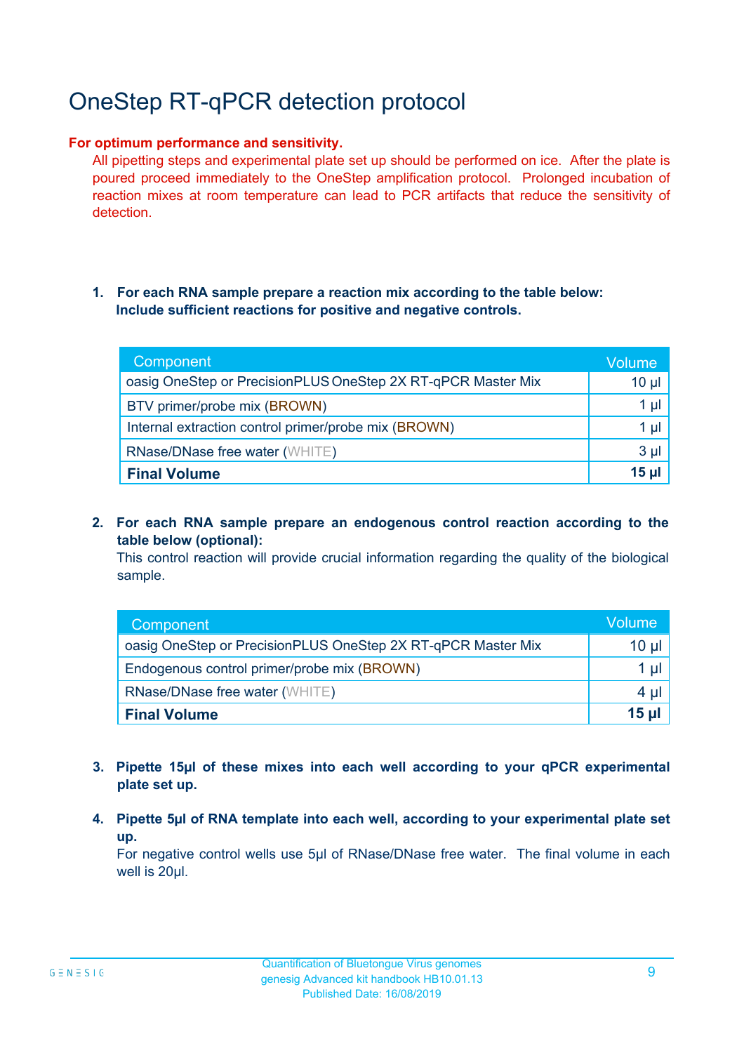# OneStep RT-qPCR detection protocol

**For optimum performance and sensitivity.**

All pipetting steps and experimental plate set up should be performed on ice. After the plate is poured proceed immediately to the OneStep amplification protocol. Prolonged incubation of reaction mixes at room temperature can lead to PCR artifacts that reduce the sensitivity of detection.

1. **For each RNA sample prepare a reaction mix according to the table below: Include sufficient reactions for positive and negative controls.**

| Component | Volume |
|---|---|
| oasig OneStep or PrecisionPLUS OneStep 2X RT-qPCR Master Mix | 10 µl |
| BTV primer/probe mix (BROWN) | 1 µl |
| Internal extraction control primer/probe mix (BROWN) | 1 µl |
| RNase/DNase free water (WHITE) | 3 µl |
| **Final Volume** | **15 µl** |

2. **For each RNA sample prepare an endogenous control reaction according to the table below (optional):**
   This control reaction will provide crucial information regarding the quality of the biological sample.

| Component | Volume |
|---|---|
| oasig OneStep or PrecisionPLUS OneStep 2X RT-qPCR Master Mix | 10 µl |
| Endogenous control primer/probe mix (BROWN) | 1 µl |
| RNase/DNase free water (WHITE) | 4 µl |
| **Final Volume** | **15 µl** |

3. **Pipette 15µl of these mixes into each well according to your qPCR experimental plate set up.**

4. **Pipette 5µl of RNA template into each well, according to your experimental plate set up.**
   For negative control wells use 5µl of RNase/DNase free water. The final volume in each well is 20µl.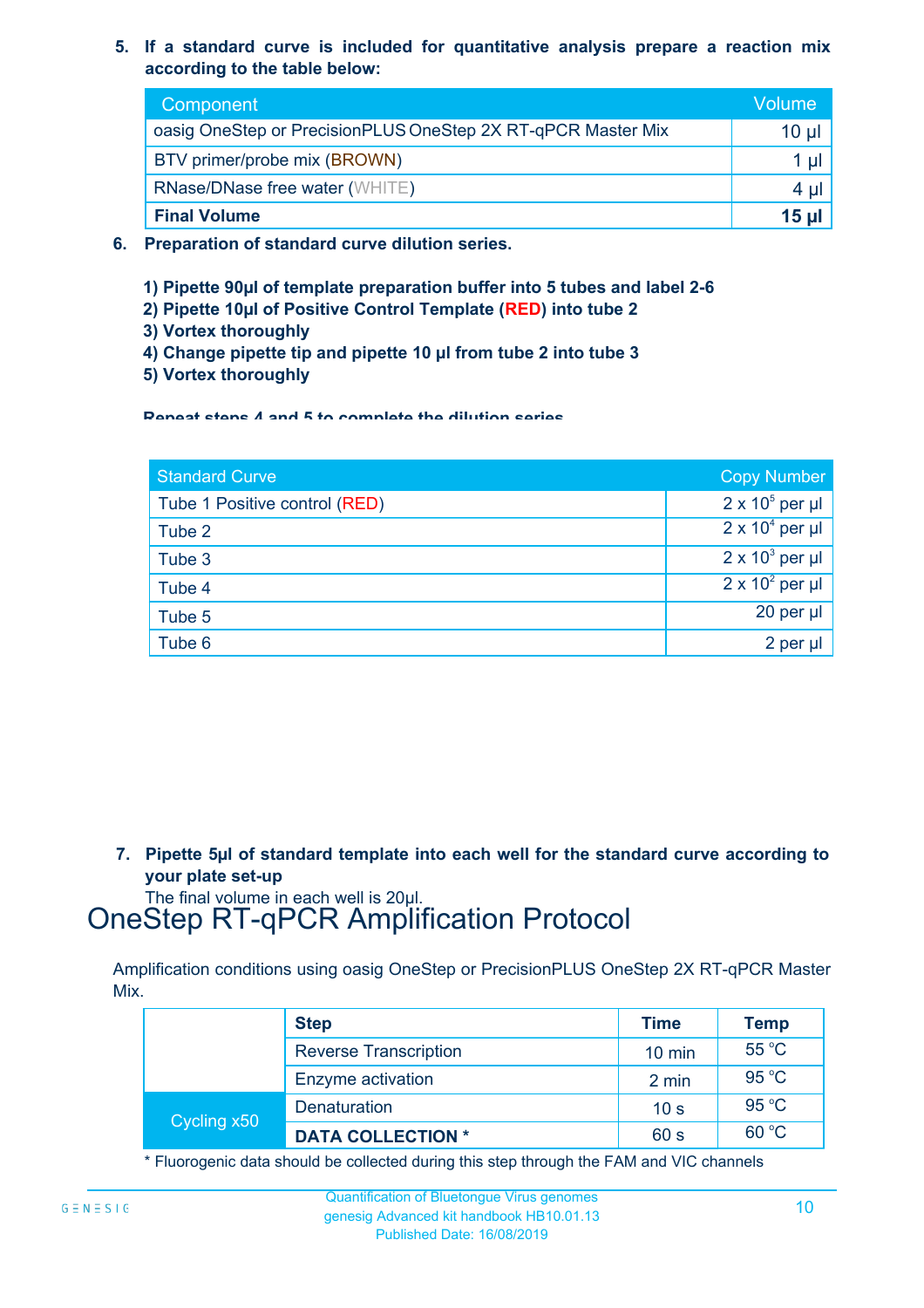5. **If a standard curve is included for quantitative analysis prepare a reaction mix according to the table below:**

| Component | Volume |
|---|---|
| oasig OneStep or PrecisionPLUS OneStep 2X RT-qPCR Master Mix | 10 µl |
| BTV primer/probe mix (BROWN) | 1 µl |
| RNase/DNase free water (WHITE) | 4 µl |
| **Final Volume** | **15 µl** |

6. **Preparation of standard curve dilution series.**

   **1) Pipette 90µl of template preparation buffer into 5 tubes and label 2-6**
   **2) Pipette 10µl of Positive Control Template (RED) into tube 2**
   **3) Vortex thoroughly**
   **4) Change pipette tip and pipette 10 µl from tube 2 into tube 3**
   **5) Vortex thoroughly**

   **Repeat steps 4 and 5 to complete the dilution series**

| Standard Curve | Copy Number |
|---|---|
| Tube 1 Positive control (RED) | $2 \times 10^5$ per µl |
| Tube 2 | $2 \times 10^4$ per µl |
| Tube 3 | $2 \times 10^3$ per µl |
| Tube 4 | $2 \times 10^2$ per µl |
| Tube 5 | 20 per µl |
| Tube 6 | 2 per µl |

7. **Pipette 5µl of standard template into each well for the standard curve according to your plate set-up**
   The final volume in each well is 20µl.

# OneStep RT-qPCR Amplification Protocol

Amplification conditions using oasig OneStep or PrecisionPLUS OneStep 2X RT-qPCR Master Mix.

| | Step | Time | Temp |
|---|---|---|---|
| | Reverse Transcription | 10 min | 55 °C |
| | Enzyme activation | 2 min | 95 °C |
| Cycling x50 | Denaturation | 10 s | 95 °C |
| | **DATA COLLECTION *** | 60 s | 60 °C |

* Fluorogenic data should be collected during this step through the FAM and VIC channels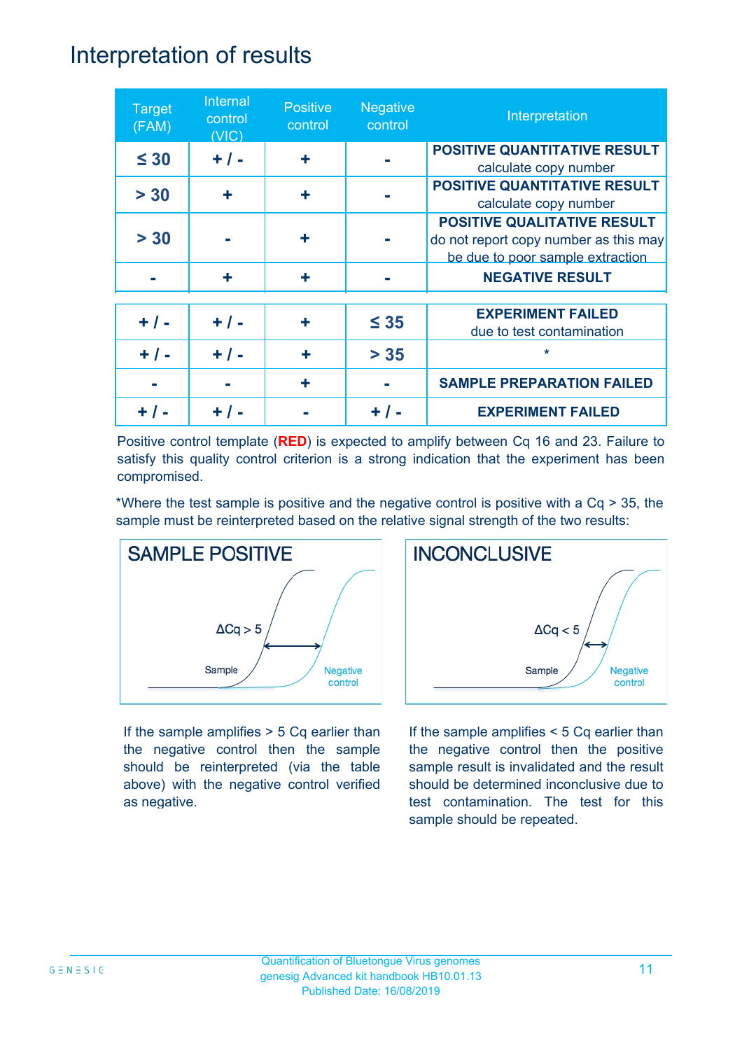# Interpretation of results

| Target (FAM) | Internal control (VIC) | Positive control | Negative control | Interpretation |
|---|---|---|---|---|
| ≤ 30 | + / - | + | - | **POSITIVE QUANTITATIVE RESULT** calculate copy number |
| > 30 | + | + | - | **POSITIVE QUANTITATIVE RESULT** calculate copy number |
| > 30 | - | + | - | **POSITIVE QUALITATIVE RESULT** do not report copy number as this may be due to poor sample extraction |
| - | + | + | - | **NEGATIVE RESULT** |
| + / - | + / - | + | ≤ 35 | **EXPERIMENT FAILED** due to test contamination |
| + / - | + / - | + | > 35 | * |
| - | - | + | - | **SAMPLE PREPARATION FAILED** |
| + / - | + / - | - | + / - | **EXPERIMENT FAILED** |

Positive control template (**RED**) is expected to amplify between Cq 16 and 23. Failure to satisfy this quality control criterion is a strong indication that the experiment has been compromised.

*Where the test sample is positive and the negative control is positive with a Cq > 35, the sample must be reinterpreted based on the relative signal strength of the two results:

**SAMPLE POSITIVE**

ΔCq > 5

Sample

Negative control

If the sample amplifies > 5 Cq earlier than the negative control then the sample should be reinterpreted (via the table above) with the negative control verified as negative.

**INCONCLUSIVE**

ΔCq < 5

Sample

Negative control

If the sample amplifies < 5 Cq earlier than the negative control then the positive sample result is invalidated and the result should be determined inconclusive due to test contamination. The test for this sample should be repeated.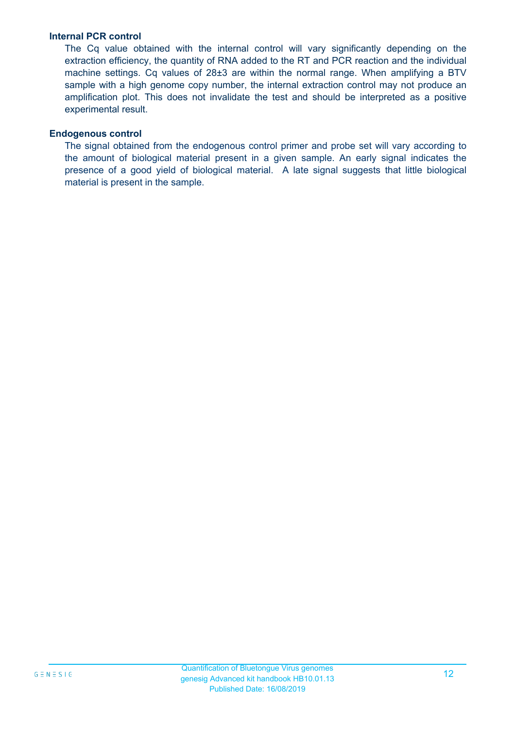**Internal PCR control**

The Cq value obtained with the internal control will vary significantly depending on the extraction efficiency, the quantity of RNA added to the RT and PCR reaction and the individual machine settings. Cq values of 28±3 are within the normal range. When amplifying a BTV sample with a high genome copy number, the internal extraction control may not produce an amplification plot. This does not invalidate the test and should be interpreted as a positive experimental result.

**Endogenous control**

The signal obtained from the endogenous control primer and probe set will vary according to the amount of biological material present in a given sample. An early signal indicates the presence of a good yield of biological material. A late signal suggests that little biological material is present in the sample.